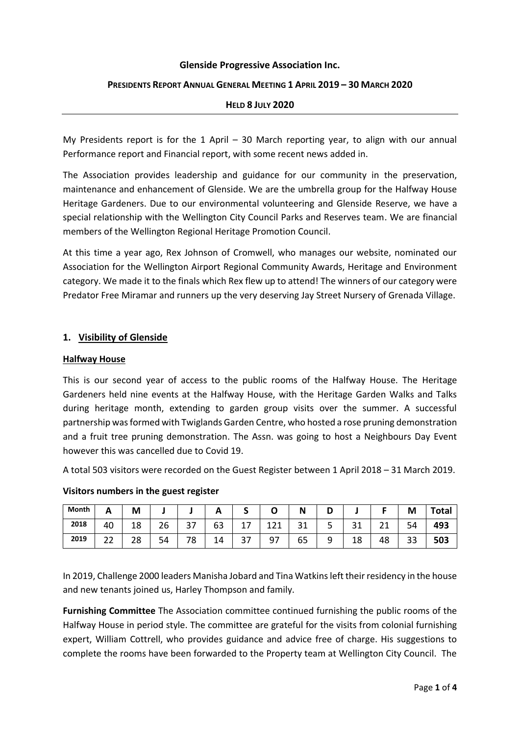**Glenside Progressive Association Inc.**

**PRESIDENTS REPORT ANNUAL GENERAL MEETING 1 APRIL 2019 – 30 MARCH 2020**

**HELD 8 JULY 2020**

---

My Presidents report is for the 1 April – 30 March reporting year, to align with our annual Performance report and Financial report, with some recent news added in.

The Association provides leadership and guidance for our community in the preservation, maintenance and enhancement of Glenside. We are the umbrella group for the Halfway House Heritage Gardeners. Due to our environmental volunteering and Glenside Reserve, we have a special relationship with the Wellington City Council Parks and Reserves team. We are financial members of the Wellington Regional Heritage Promotion Council.

At this time a year ago, Rex Johnson of Cromwell, who manages our website, nominated our Association for the Wellington Airport Regional Community Awards, Heritage and Environment category. We made it to the finals which Rex flew up to attend! The winners of our category were Predator Free Miramar and runners up the very deserving Jay Street Nursery of Grenada Village.

## 1. Visibility of Glenside

### Halfway House

This is our second year of access to the public rooms of the Halfway House. The Heritage Gardeners held nine events at the Halfway House, with the Heritage Garden Walks and Talks during heritage month, extending to garden group visits over the summer. A successful partnership was formed with Twiglands Garden Centre, who hosted a rose pruning demonstration and a fruit tree pruning demonstration. The Assn. was going to host a Neighbours Day Event however this was cancelled due to Covid 19.

A total 503 visitors were recorded on the Guest Register between 1 April 2018 – 31 March 2019.

**Visitors numbers in the guest register**

| Month | A | M | J | J | A | S | O | N | D | J | F | M | Total |
|---|---|---|---|---|---|---|---|---|---|---|---|---|---|
| 2018 | 40 | 18 | 26 | 37 | 63 | 17 | 121 | 31 | 5 | 31 | 21 | 54 | **493** |
| 2019 | 22 | 28 | 54 | 78 | 14 | 37 | 97 | 65 | 9 | 18 | 48 | 33 | **503** |

In 2019, Challenge 2000 leaders Manisha Jobard and Tina Watkins left their residency in the house and new tenants joined us, Harley Thompson and family.

**Furnishing Committee** The Association committee continued furnishing the public rooms of the Halfway House in period style. The committee are grateful for the visits from colonial furnishing expert, William Cottrell, who provides guidance and advice free of charge. His suggestions to complete the rooms have been forwarded to the Property team at Wellington City Council. The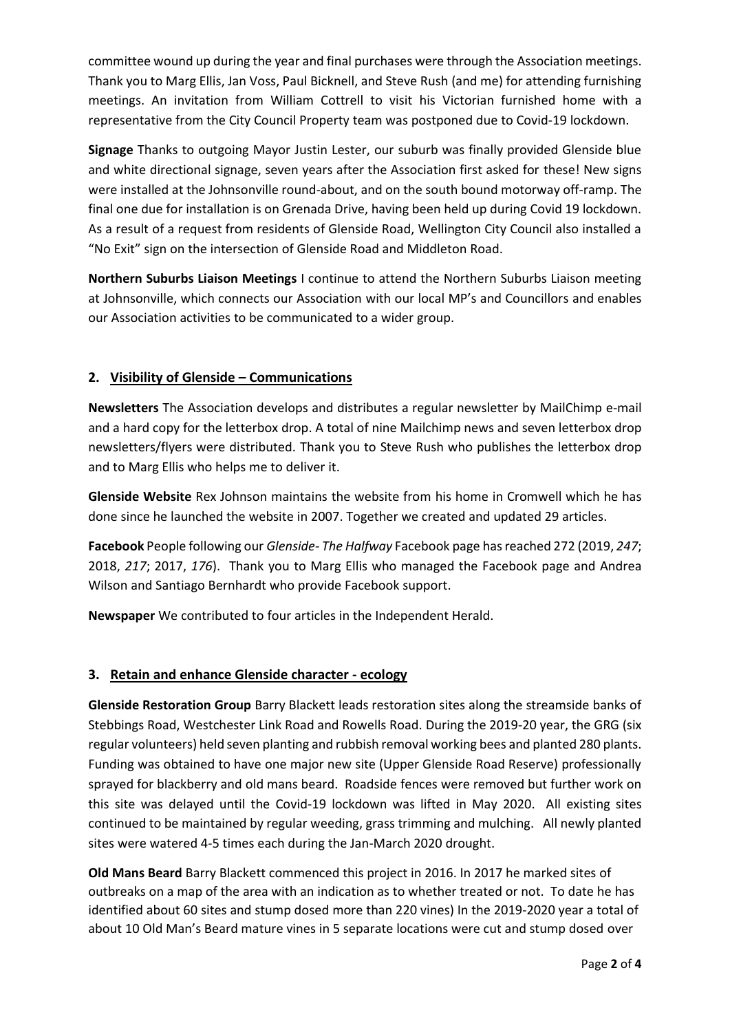committee wound up during the year and final purchases were through the Association meetings. Thank you to Marg Ellis, Jan Voss, Paul Bicknell, and Steve Rush (and me) for attending furnishing meetings. An invitation from William Cottrell to visit his Victorian furnished home with a representative from the City Council Property team was postponed due to Covid-19 lockdown.

**Signage** Thanks to outgoing Mayor Justin Lester, our suburb was finally provided Glenside blue and white directional signage, seven years after the Association first asked for these! New signs were installed at the Johnsonville round-about, and on the south bound motorway off-ramp. The final one due for installation is on Grenada Drive, having been held up during Covid 19 lockdown. As a result of a request from residents of Glenside Road, Wellington City Council also installed a "No Exit" sign on the intersection of Glenside Road and Middleton Road.

**Northern Suburbs Liaison Meetings** I continue to attend the Northern Suburbs Liaison meeting at Johnsonville, which connects our Association with our local MP's and Councillors and enables our Association activities to be communicated to a wider group.

## 2. <u>Visibility of Glenside – Communications</u>

**Newsletters** The Association develops and distributes a regular newsletter by MailChimp e-mail and a hard copy for the letterbox drop. A total of nine Mailchimp news and seven letterbox drop newsletters/flyers were distributed. Thank you to Steve Rush who publishes the letterbox drop and to Marg Ellis who helps me to deliver it.

**Glenside Website** Rex Johnson maintains the website from his home in Cromwell which he has done since he launched the website in 2007. Together we created and updated 29 articles.

**Facebook** People following our *Glenside- The Halfway* Facebook page has reached 272 (2019, *247*; 2018, *217*; 2017, *176*). Thank you to Marg Ellis who managed the Facebook page and Andrea Wilson and Santiago Bernhardt who provide Facebook support.

**Newspaper** We contributed to four articles in the Independent Herald.

## 3. <u>Retain and enhance Glenside character - ecology</u>

**Glenside Restoration Group** Barry Blackett leads restoration sites along the streamside banks of Stebbings Road, Westchester Link Road and Rowells Road. During the 2019-20 year, the GRG (six regular volunteers) held seven planting and rubbish removal working bees and planted 280 plants. Funding was obtained to have one major new site (Upper Glenside Road Reserve) professionally sprayed for blackberry and old mans beard. Roadside fences were removed but further work on this site was delayed until the Covid-19 lockdown was lifted in May 2020. All existing sites continued to be maintained by regular weeding, grass trimming and mulching. All newly planted sites were watered 4-5 times each during the Jan-March 2020 drought.

**Old Mans Beard** Barry Blackett commenced this project in 2016. In 2017 he marked sites of outbreaks on a map of the area with an indication as to whether treated or not. To date he has identified about 60 sites and stump dosed more than 220 vines) In the 2019-2020 year a total of about 10 Old Man's Beard mature vines in 5 separate locations were cut and stump dosed over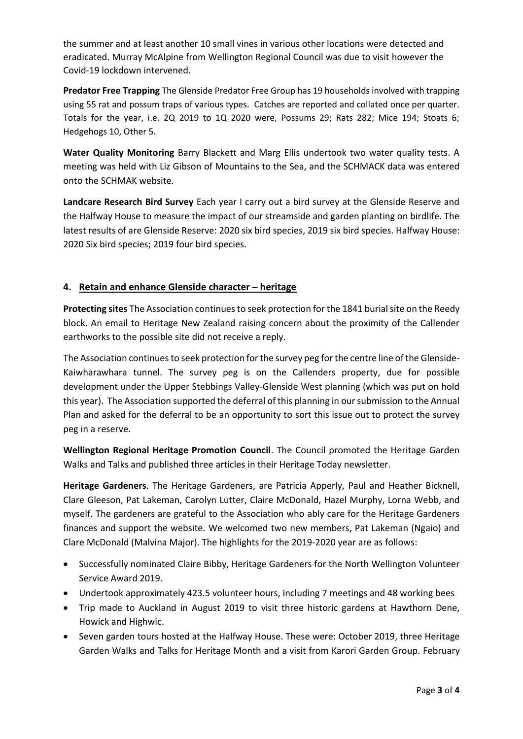the summer and at least another 10 small vines in various other locations were detected and eradicated. Murray McAlpine from Wellington Regional Council was due to visit however the Covid-19 lockdown intervened.

**Predator Free Trapping** The Glenside Predator Free Group has 19 households involved with trapping using 55 rat and possum traps of various types. Catches are reported and collated once per quarter. Totals for the year, i.e. 2Q 2019 to 1Q 2020 were, Possums 29; Rats 282; Mice 194; Stoats 6; Hedgehogs 10, Other 5.

**Water Quality Monitoring** Barry Blackett and Marg Ellis undertook two water quality tests. A meeting was held with Liz Gibson of Mountains to the Sea, and the SCHMACK data was entered onto the SCHMAK website.

**Landcare Research Bird Survey** Each year I carry out a bird survey at the Glenside Reserve and the Halfway House to measure the impact of our streamside and garden planting on birdlife. The latest results of are Glenside Reserve: 2020 six bird species, 2019 six bird species. Halfway House: 2020 Six bird species; 2019 four bird species.

## 4. Retain and enhance Glenside character – heritage

**Protecting sites** The Association continues to seek protection for the 1841 burial site on the Reedy block. An email to Heritage New Zealand raising concern about the proximity of the Callender earthworks to the possible site did not receive a reply.

The Association continues to seek protection for the survey peg for the centre line of the Glenside-Kaiwharawhara tunnel. The survey peg is on the Callenders property, due for possible development under the Upper Stebbings Valley-Glenside West planning (which was put on hold this year). The Association supported the deferral of this planning in our submission to the Annual Plan and asked for the deferral to be an opportunity to sort this issue out to protect the survey peg in a reserve.

**Wellington Regional Heritage Promotion Council**. The Council promoted the Heritage Garden Walks and Talks and published three articles in their Heritage Today newsletter.

**Heritage Gardeners**. The Heritage Gardeners, are Patricia Apperly, Paul and Heather Bicknell, Clare Gleeson, Pat Lakeman, Carolyn Lutter, Claire McDonald, Hazel Murphy, Lorna Webb, and myself. The gardeners are grateful to the Association who ably care for the Heritage Gardeners finances and support the website. We welcomed two new members, Pat Lakeman (Ngaio) and Clare McDonald (Malvina Major). The highlights for the 2019-2020 year are as follows:

- Successfully nominated Claire Bibby, Heritage Gardeners for the North Wellington Volunteer Service Award 2019.
- Undertook approximately 423.5 volunteer hours, including 7 meetings and 48 working bees
- Trip made to Auckland in August 2019 to visit three historic gardens at Hawthorn Dene, Howick and Highwic.
- Seven garden tours hosted at the Halfway House. These were: October 2019, three Heritage Garden Walks and Talks for Heritage Month and a visit from Karori Garden Group. February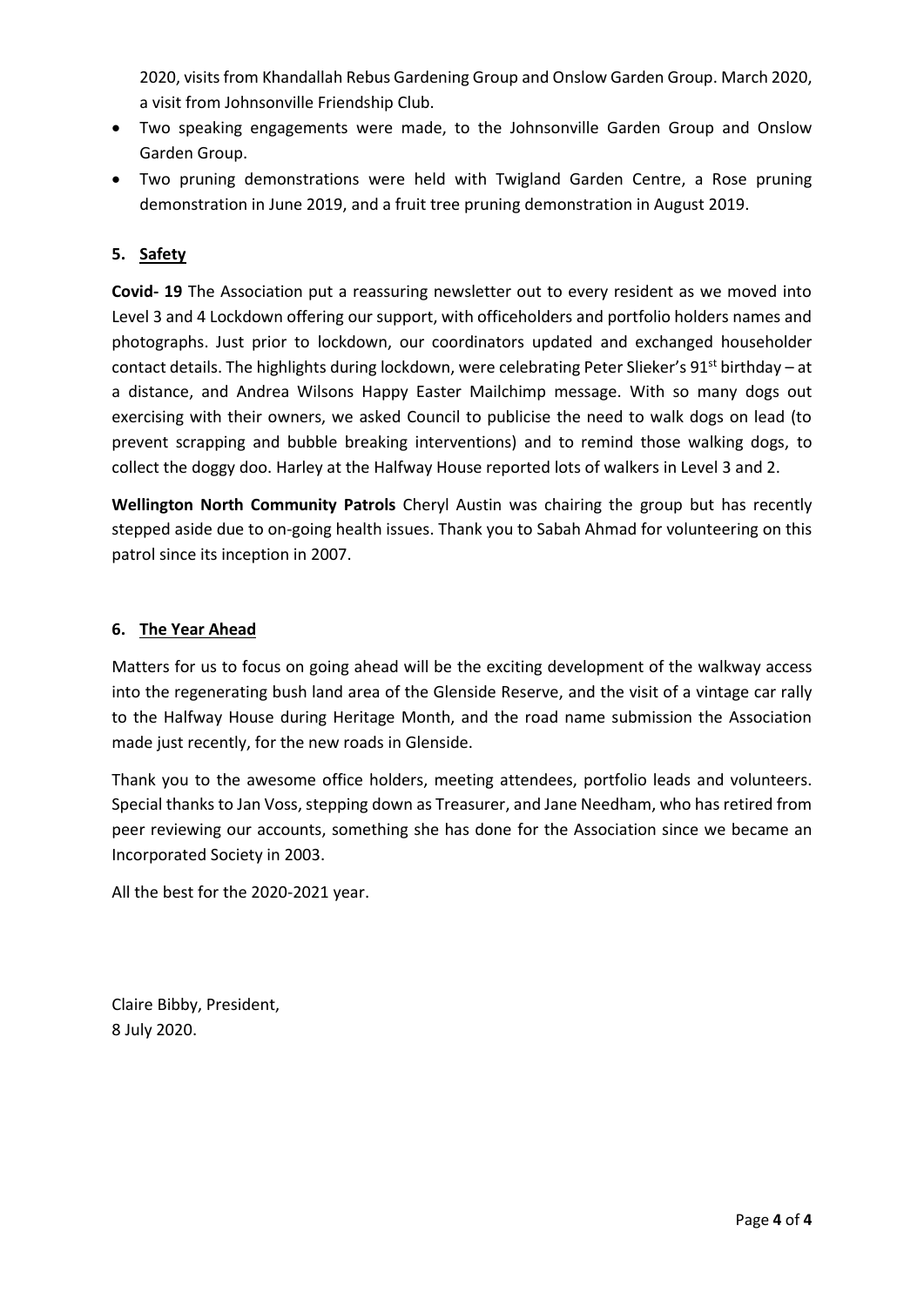2020, visits from Khandallah Rebus Gardening Group and Onslow Garden Group. March 2020, a visit from Johnsonville Friendship Club.

- Two speaking engagements were made, to the Johnsonville Garden Group and Onslow Garden Group.
- Two pruning demonstrations were held with Twigland Garden Centre, a Rose pruning demonstration in June 2019, and a fruit tree pruning demonstration in August 2019.

## 5. Safety

**Covid- 19** The Association put a reassuring newsletter out to every resident as we moved into Level 3 and 4 Lockdown offering our support, with officeholders and portfolio holders names and photographs. Just prior to lockdown, our coordinators updated and exchanged householder contact details. The highlights during lockdown, were celebrating Peter Slieker's 91st birthday – at a distance, and Andrea Wilsons Happy Easter Mailchimp message. With so many dogs out exercising with their owners, we asked Council to publicise the need to walk dogs on lead (to prevent scrapping and bubble breaking interventions) and to remind those walking dogs, to collect the doggy doo. Harley at the Halfway House reported lots of walkers in Level 3 and 2.

**Wellington North Community Patrols** Cheryl Austin was chairing the group but has recently stepped aside due to on-going health issues. Thank you to Sabah Ahmad for volunteering on this patrol since its inception in 2007.

## 6. The Year Ahead

Matters for us to focus on going ahead will be the exciting development of the walkway access into the regenerating bush land area of the Glenside Reserve, and the visit of a vintage car rally to the Halfway House during Heritage Month, and the road name submission the Association made just recently, for the new roads in Glenside.

Thank you to the awesome office holders, meeting attendees, portfolio leads and volunteers. Special thanks to Jan Voss, stepping down as Treasurer, and Jane Needham, who has retired from peer reviewing our accounts, something she has done for the Association since we became an Incorporated Society in 2003.

All the best for the 2020-2021 year.

Claire Bibby, President,
8 July 2020.